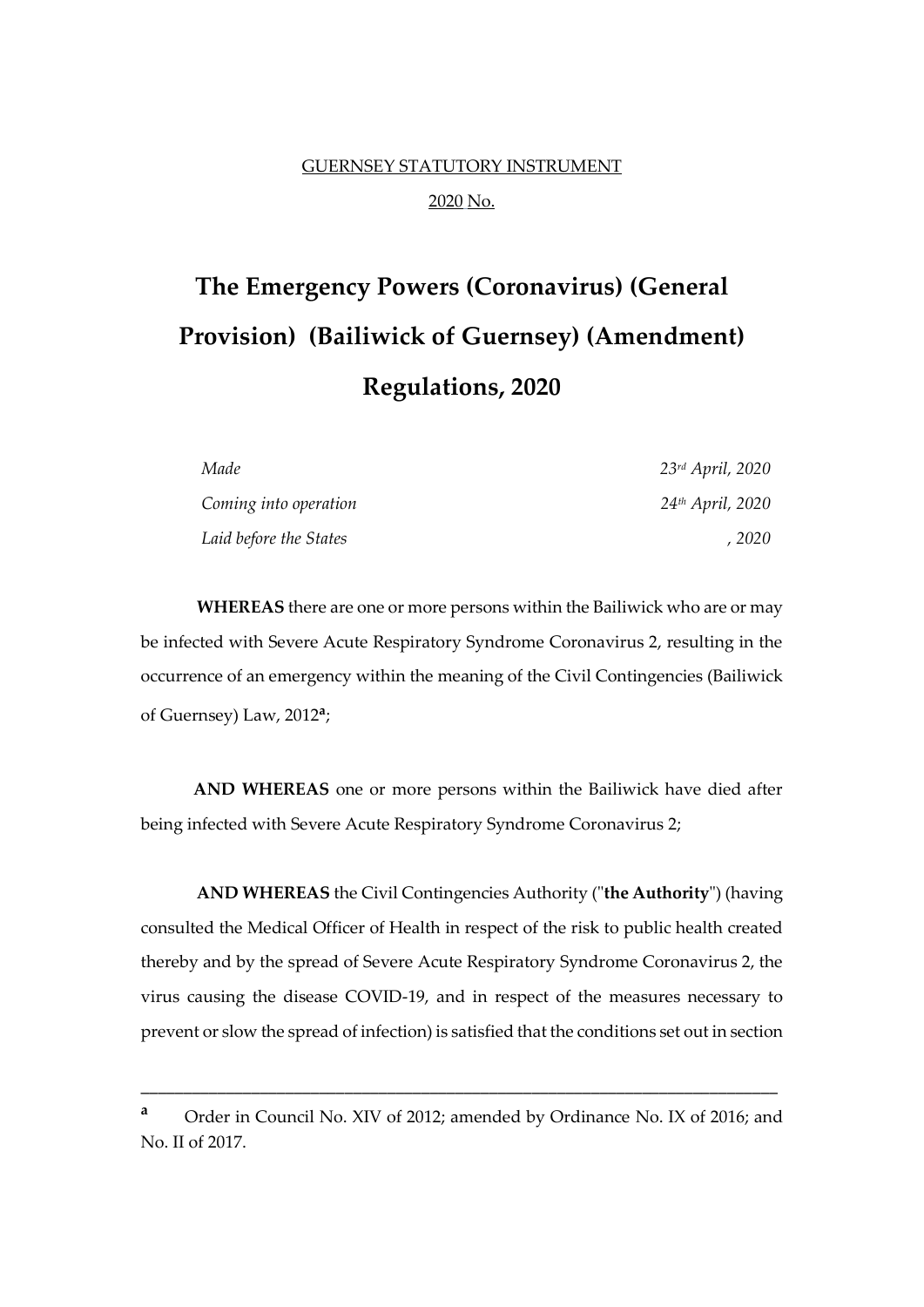GUERNSEY STATUTORY INSTRUMENT

2020 No.

# The Emergency Powers (Coronavirus) (General Provision) (Bailiwick of Guernsey) (Amendment) Regulations, 2020

| | |
|---|---|
| *Made* | *23rd April, 2020* |
| *Coming into operation* | *24th April, 2020* |
| *Laid before the States* | *, 2020* |

**WHEREAS** there are one or more persons within the Bailiwick who are or may be infected with Severe Acute Respiratory Syndrome Coronavirus 2, resulting in the occurrence of an emergency within the meaning of the Civil Contingencies (Bailiwick of Guernsey) Law, 2012[a];

**AND WHEREAS** one or more persons within the Bailiwick have died after being infected with Severe Acute Respiratory Syndrome Coronavirus 2;

**AND WHEREAS** the Civil Contingencies Authority ("**the Authority**") (having consulted the Medical Officer of Health in respect of the risk to public health created thereby and by the spread of Severe Acute Respiratory Syndrome Coronavirus 2, the virus causing the disease COVID-19, and in respect of the measures necessary to prevent or slow the spread of infection) is satisfied that the conditions set out in section

---

[a] Order in Council No. XIV of 2012; amended by Ordinance No. IX of 2016; and No. II of 2017.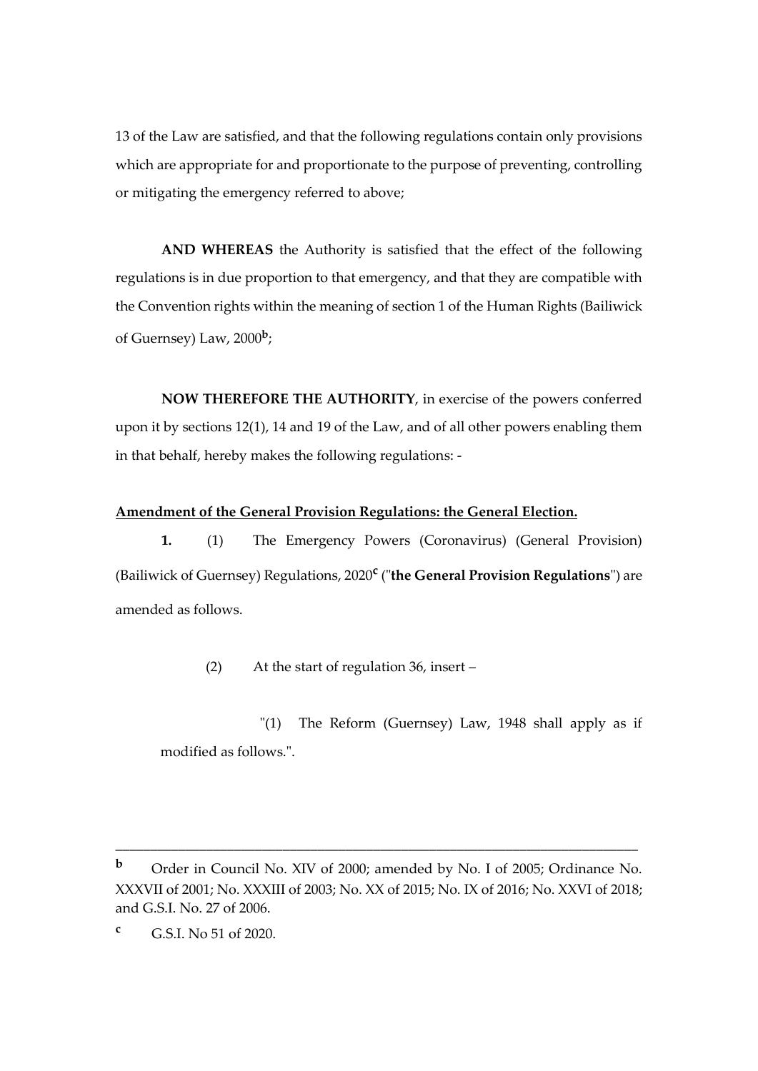13 of the Law are satisfied, and that the following regulations contain only provisions which are appropriate for and proportionate to the purpose of preventing, controlling or mitigating the emergency referred to above;

**AND WHEREAS** the Authority is satisfied that the effect of the following regulations is in due proportion to that emergency, and that they are compatible with the Convention rights within the meaning of section 1 of the Human Rights (Bailiwick of Guernsey) Law, 2000[b];

**NOW THEREFORE THE AUTHORITY**, in exercise of the powers conferred upon it by sections 12(1), 14 and 19 of the Law, and of all other powers enabling them in that behalf, hereby makes the following regulations: -

**Amendment of the General Provision Regulations: the General Election.**

**1.** (1) The Emergency Powers (Coronavirus) (General Provision) (Bailiwick of Guernsey) Regulations, 2020[c] ("**the General Provision Regulations**") are amended as follows.

(2) At the start of regulation 36, insert –

"(1) The Reform (Guernsey) Law, 1948 shall apply as if modified as follows.".

---

[b] Order in Council No. XIV of 2000; amended by No. I of 2005; Ordinance No. XXXVII of 2001; No. XXXIII of 2003; No. XX of 2015; No. IX of 2016; No. XXVI of 2018; and G.S.I. No. 27 of 2006.

[c] G.S.I. No 51 of 2020.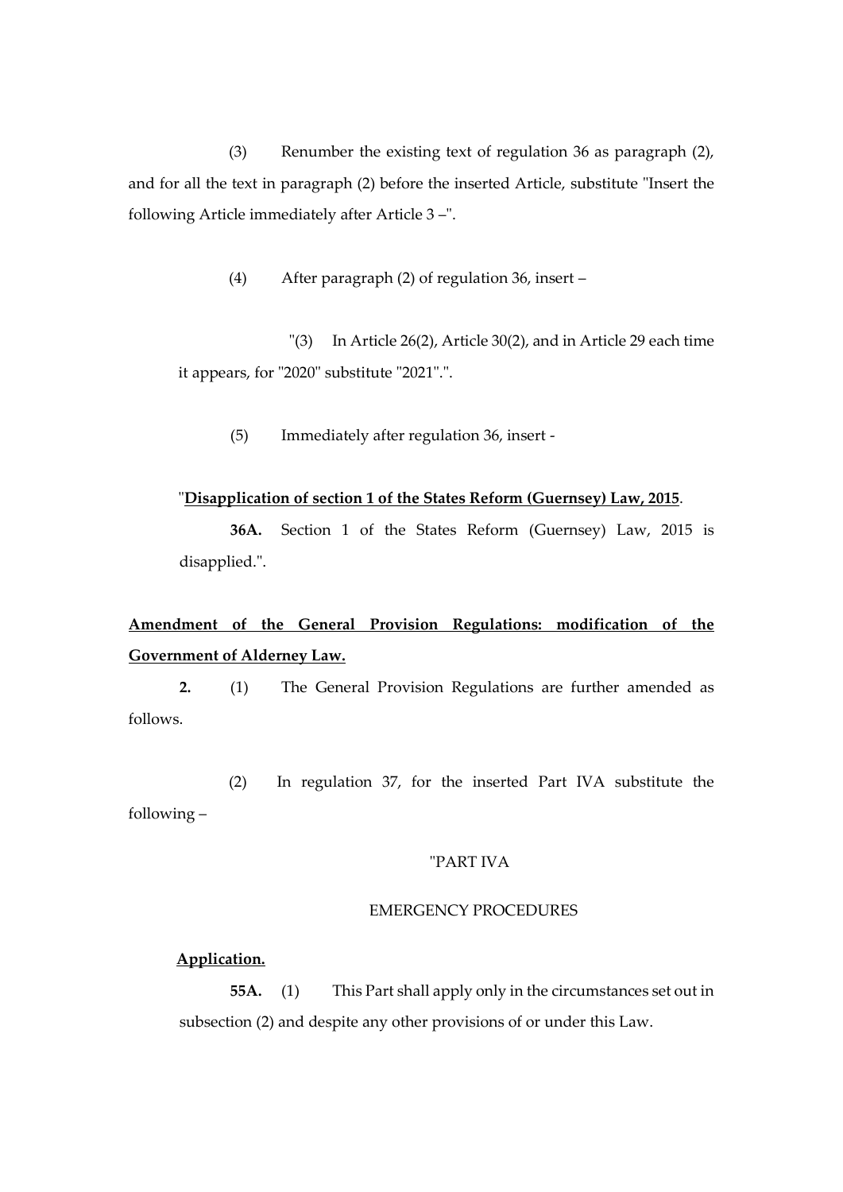(3) Renumber the existing text of regulation 36 as paragraph (2), and for all the text in paragraph (2) before the inserted Article, substitute "Insert the following Article immediately after Article 3 –".

(4) After paragraph (2) of regulation 36, insert –

"(3) In Article 26(2), Article 30(2), and in Article 29 each time it appears, for "2020" substitute "2021".".

(5) Immediately after regulation 36, insert -

"**<u>Disapplication of section 1 of the States Reform (Guernsey) Law, 2015</u>**.

**36A.** Section 1 of the States Reform (Guernsey) Law, 2015 is disapplied.".

**<u>Amendment of the General Provision Regulations: modification of the Government of Alderney Law.</u>**

**2.** (1) The General Provision Regulations are further amended as follows.

(2) In regulation 37, for the inserted Part IVA substitute the following –

"PART IVA

EMERGENCY PROCEDURES

**<u>Application.</u>**

**55A.** (1) This Part shall apply only in the circumstances set out in subsection (2) and despite any other provisions of or under this Law.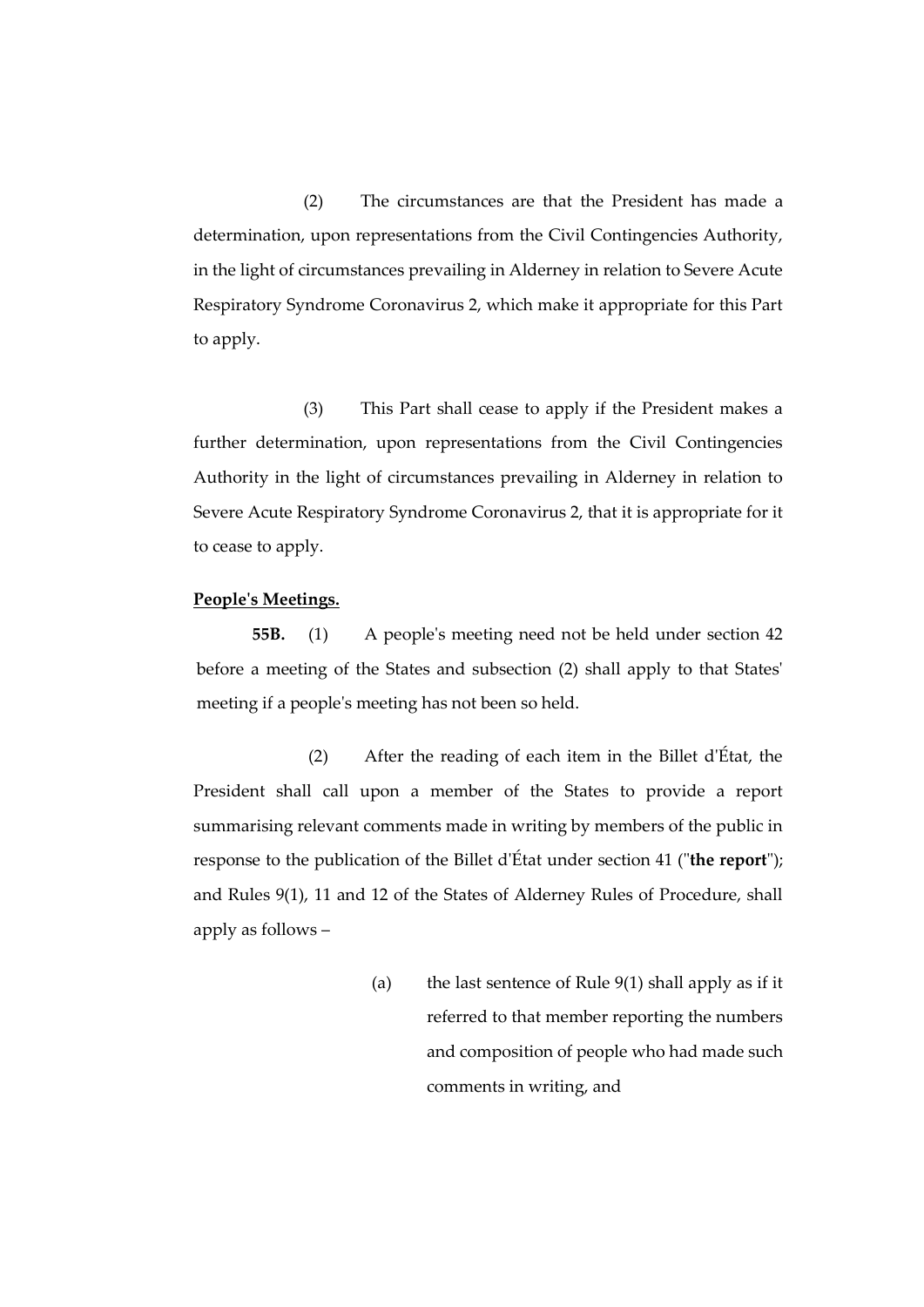(2) The circumstances are that the President has made a determination, upon representations from the Civil Contingencies Authority, in the light of circumstances prevailing in Alderney in relation to Severe Acute Respiratory Syndrome Coronavirus 2, which make it appropriate for this Part to apply.

(3) This Part shall cease to apply if the President makes a further determination, upon representations from the Civil Contingencies Authority in the light of circumstances prevailing in Alderney in relation to Severe Acute Respiratory Syndrome Coronavirus 2, that it is appropriate for it to cease to apply.

**People's Meetings.**

**55B.** (1) A people's meeting need not be held under section 42 before a meeting of the States and subsection (2) shall apply to that States' meeting if a people's meeting has not been so held.

(2) After the reading of each item in the Billet d'État, the President shall call upon a member of the States to provide a report summarising relevant comments made in writing by members of the public in response to the publication of the Billet d'État under section 41 ("**the report**"); and Rules 9(1), 11 and 12 of the States of Alderney Rules of Procedure, shall apply as follows –

(a) the last sentence of Rule 9(1) shall apply as if it referred to that member reporting the numbers and composition of people who had made such comments in writing, and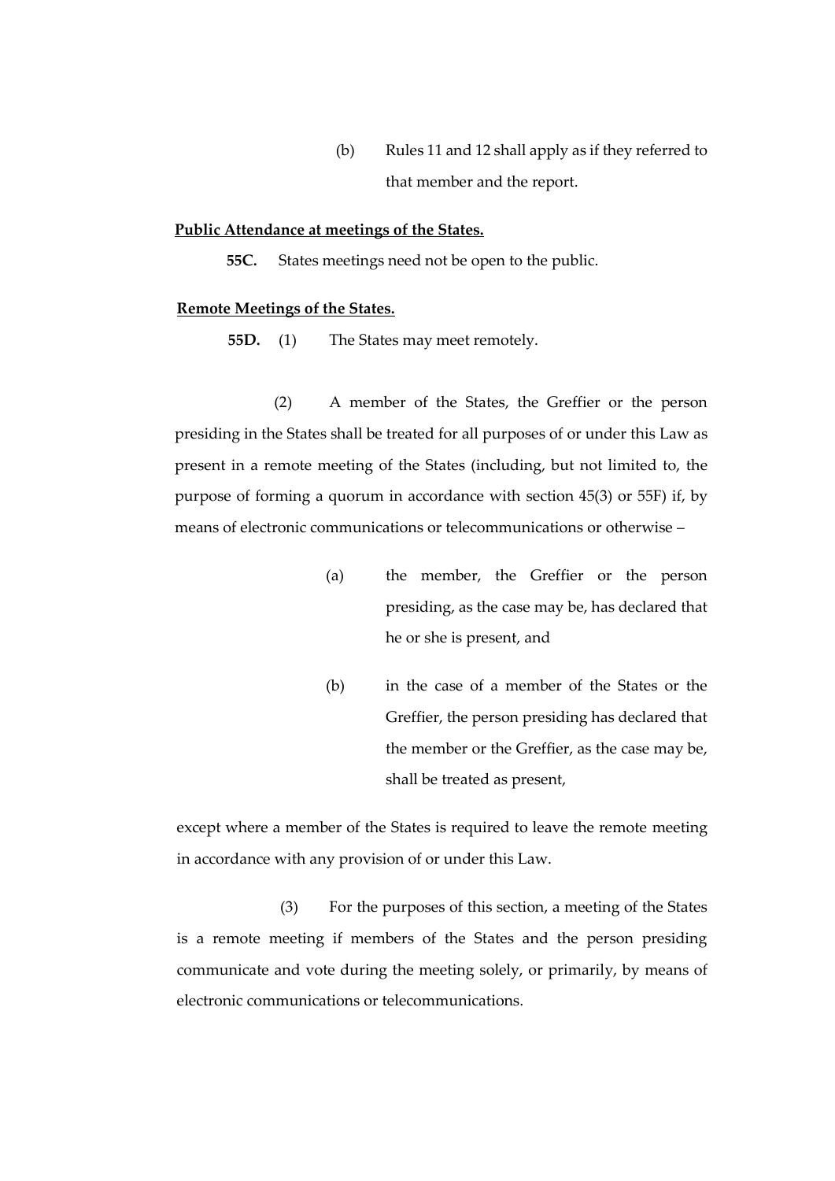(b) Rules 11 and 12 shall apply as if they referred to that member and the report.

**Public Attendance at meetings of the States.**

**55C.** States meetings need not be open to the public.

**Remote Meetings of the States.**

**55D.** (1) The States may meet remotely.

(2) A member of the States, the Greffier or the person presiding in the States shall be treated for all purposes of or under this Law as present in a remote meeting of the States (including, but not limited to, the purpose of forming a quorum in accordance with section 45(3) or 55F) if, by means of electronic communications or telecommunications or otherwise –

(a) the member, the Greffier or the person presiding, as the case may be, has declared that he or she is present, and

(b) in the case of a member of the States or the Greffier, the person presiding has declared that the member or the Greffier, as the case may be, shall be treated as present,

except where a member of the States is required to leave the remote meeting in accordance with any provision of or under this Law.

(3) For the purposes of this section, a meeting of the States is a remote meeting if members of the States and the person presiding communicate and vote during the meeting solely, or primarily, by means of electronic communications or telecommunications.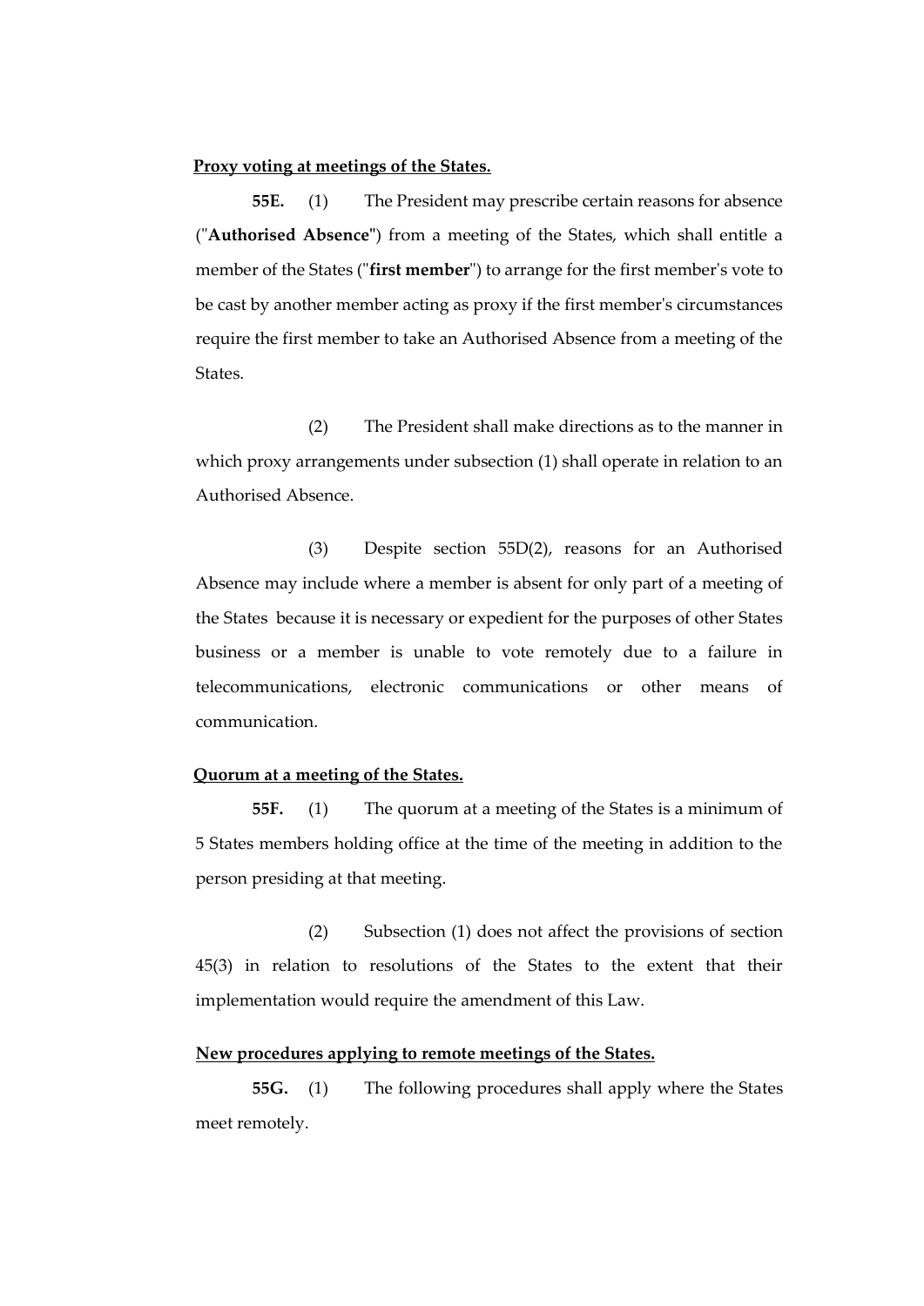**Proxy voting at meetings of the States.**

**55E.** (1) The President may prescribe certain reasons for absence ("**Authorised Absence**") from a meeting of the States, which shall entitle a member of the States ("**first member**") to arrange for the first member's vote to be cast by another member acting as proxy if the first member's circumstances require the first member to take an Authorised Absence from a meeting of the States.

(2) The President shall make directions as to the manner in which proxy arrangements under subsection (1) shall operate in relation to an Authorised Absence.

(3) Despite section 55D(2), reasons for an Authorised Absence may include where a member is absent for only part of a meeting of the States because it is necessary or expedient for the purposes of other States business or a member is unable to vote remotely due to a failure in telecommunications, electronic communications or other means of communication.

**Quorum at a meeting of the States.**

**55F.** (1) The quorum at a meeting of the States is a minimum of 5 States members holding office at the time of the meeting in addition to the person presiding at that meeting.

(2) Subsection (1) does not affect the provisions of section 45(3) in relation to resolutions of the States to the extent that their implementation would require the amendment of this Law.

**New procedures applying to remote meetings of the States.**

**55G.** (1) The following procedures shall apply where the States meet remotely.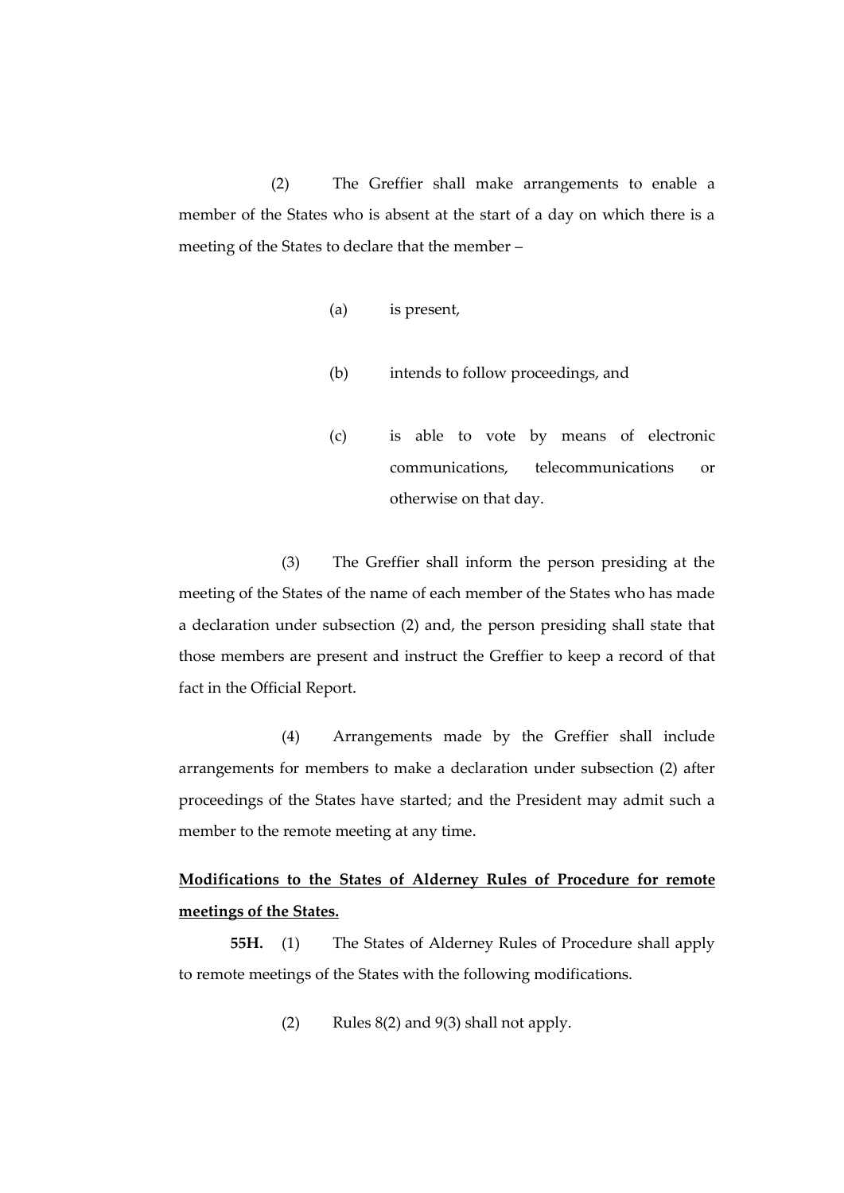(2) The Greffier shall make arrangements to enable a member of the States who is absent at the start of a day on which there is a meeting of the States to declare that the member –

(a) is present,

(b) intends to follow proceedings, and

(c) is able to vote by means of electronic communications, telecommunications or otherwise on that day.

(3) The Greffier shall inform the person presiding at the meeting of the States of the name of each member of the States who has made a declaration under subsection (2) and, the person presiding shall state that those members are present and instruct the Greffier to keep a record of that fact in the Official Report.

(4) Arrangements made by the Greffier shall include arrangements for members to make a declaration under subsection (2) after proceedings of the States have started; and the President may admit such a member to the remote meeting at any time.

**Modifications to the States of Alderney Rules of Procedure for remote meetings of the States.**

**55H.** (1) The States of Alderney Rules of Procedure shall apply to remote meetings of the States with the following modifications.

(2) Rules 8(2) and 9(3) shall not apply.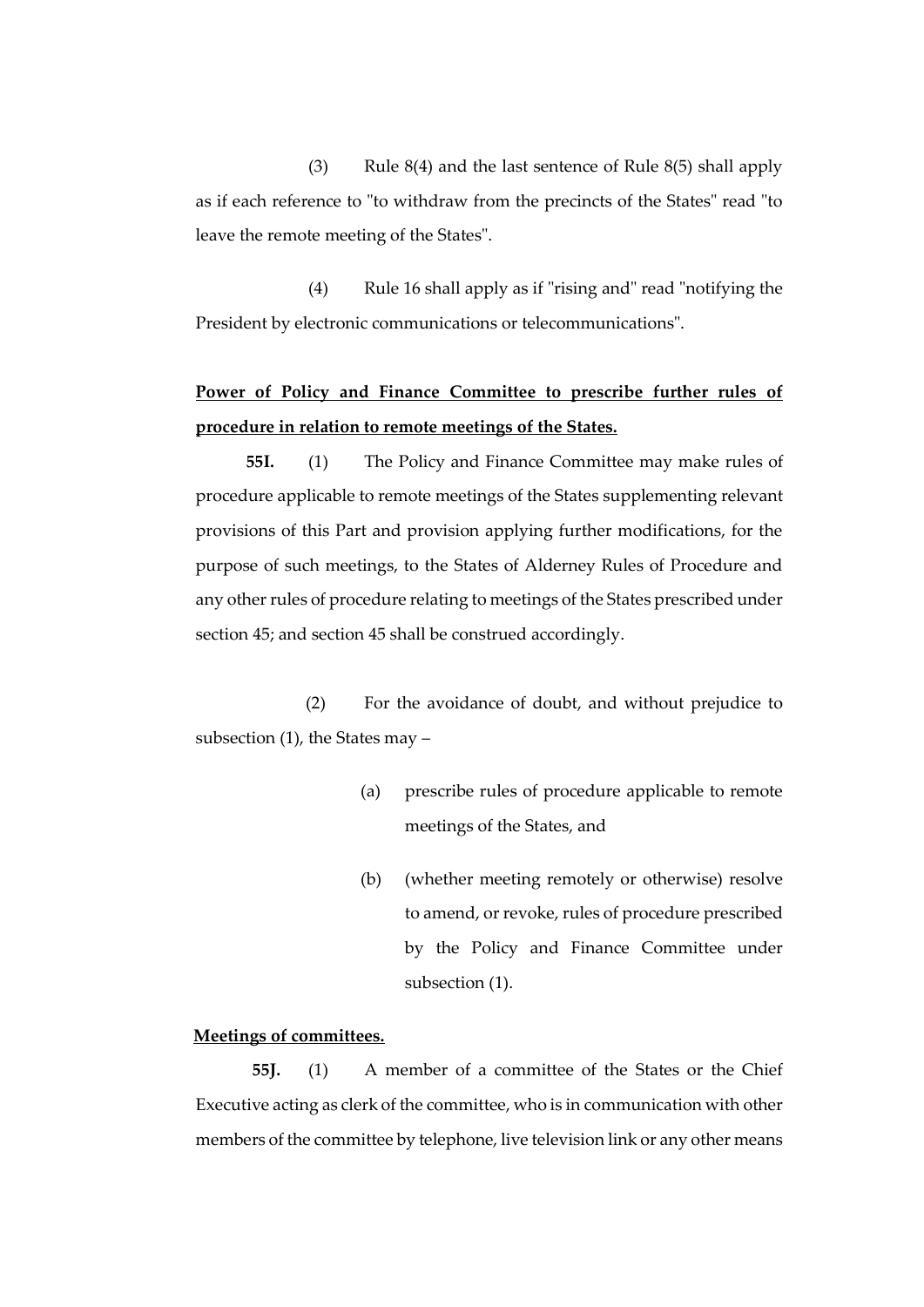(3) Rule 8(4) and the last sentence of Rule 8(5) shall apply as if each reference to "to withdraw from the precincts of the States" read "to leave the remote meeting of the States".

(4) Rule 16 shall apply as if "rising and" read "notifying the President by electronic communications or telecommunications".

**Power of Policy and Finance Committee to prescribe further rules of procedure in relation to remote meetings of the States.**

**55I.** (1) The Policy and Finance Committee may make rules of procedure applicable to remote meetings of the States supplementing relevant provisions of this Part and provision applying further modifications, for the purpose of such meetings, to the States of Alderney Rules of Procedure and any other rules of procedure relating to meetings of the States prescribed under section 45; and section 45 shall be construed accordingly.

(2) For the avoidance of doubt, and without prejudice to subsection (1), the States may –

(a) prescribe rules of procedure applicable to remote meetings of the States, and

(b) (whether meeting remotely or otherwise) resolve to amend, or revoke, rules of procedure prescribed by the Policy and Finance Committee under subsection (1).

**Meetings of committees.**

**55J.** (1) A member of a committee of the States or the Chief Executive acting as clerk of the committee, who is in communication with other members of the committee by telephone, live television link or any other means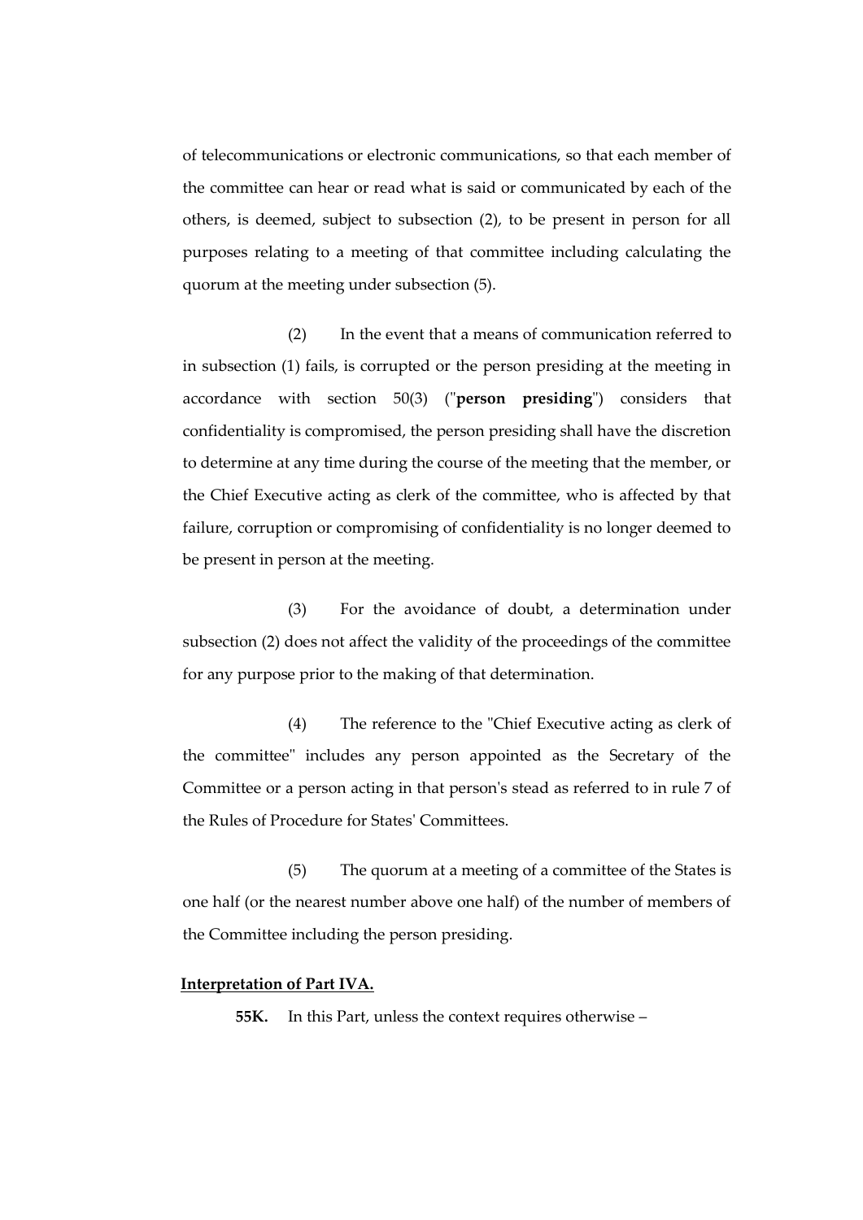of telecommunications or electronic communications, so that each member of the committee can hear or read what is said or communicated by each of the others, is deemed, subject to subsection (2), to be present in person for all purposes relating to a meeting of that committee including calculating the quorum at the meeting under subsection (5).

(2) In the event that a means of communication referred to in subsection (1) fails, is corrupted or the person presiding at the meeting in accordance with section 50(3) ("**person presiding**") considers that confidentiality is compromised, the person presiding shall have the discretion to determine at any time during the course of the meeting that the member, or the Chief Executive acting as clerk of the committee, who is affected by that failure, corruption or compromising of confidentiality is no longer deemed to be present in person at the meeting.

(3) For the avoidance of doubt, a determination under subsection (2) does not affect the validity of the proceedings of the committee for any purpose prior to the making of that determination.

(4) The reference to the "Chief Executive acting as clerk of the committee" includes any person appointed as the Secretary of the Committee or a person acting in that person's stead as referred to in rule 7 of the Rules of Procedure for States' Committees.

(5) The quorum at a meeting of a committee of the States is one half (or the nearest number above one half) of the number of members of the Committee including the person presiding.

**Interpretation of Part IVA.**

**55K.** In this Part, unless the context requires otherwise –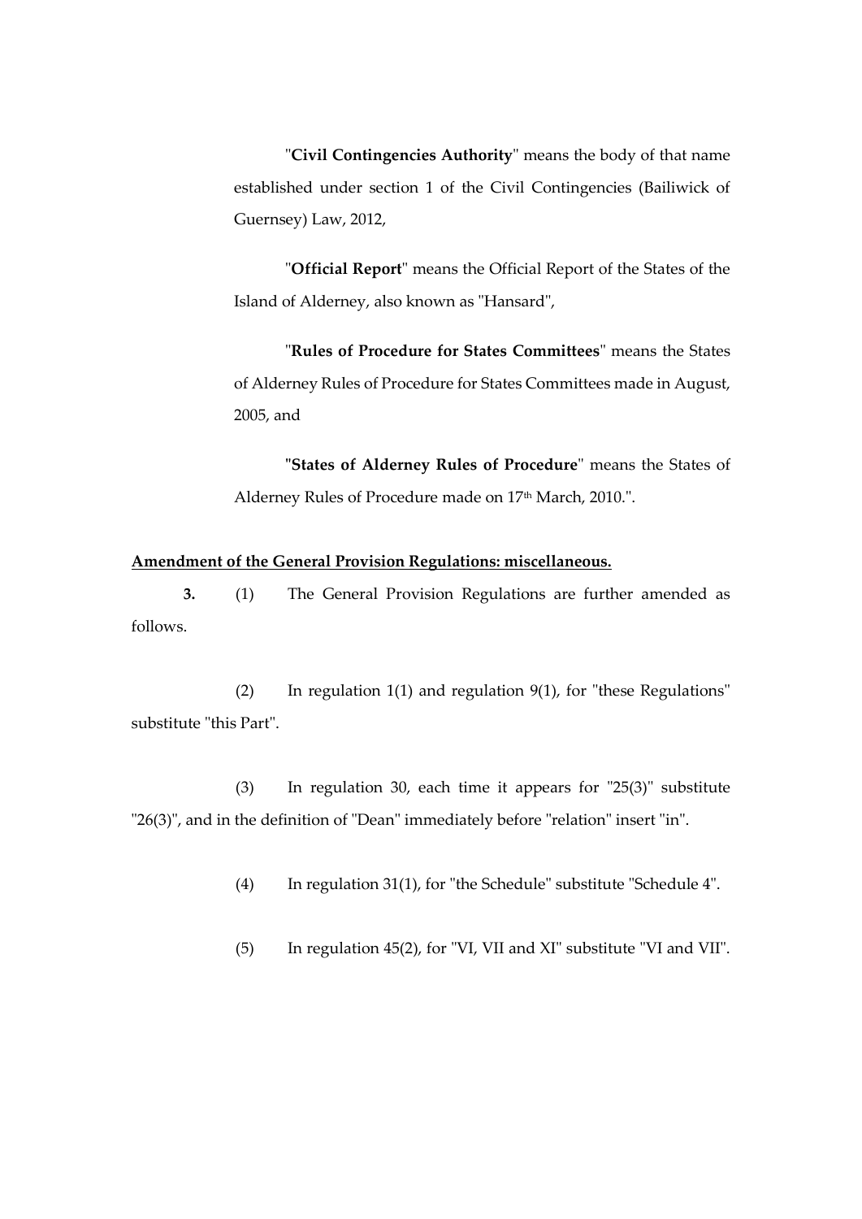"**Civil Contingencies Authority**" means the body of that name established under section 1 of the Civil Contingencies (Bailiwick of Guernsey) Law, 2012,

"**Official Report**" means the Official Report of the States of the Island of Alderney, also known as "Hansard",

"**Rules of Procedure for States Committees**" means the States of Alderney Rules of Procedure for States Committees made in August, 2005, and

"**States of Alderney Rules of Procedure**" means the States of Alderney Rules of Procedure made on 17th March, 2010.".

**Amendment of the General Provision Regulations: miscellaneous.**

**3.** (1) The General Provision Regulations are further amended as follows.

(2) In regulation 1(1) and regulation 9(1), for "these Regulations" substitute "this Part".

(3) In regulation 30, each time it appears for "25(3)" substitute "26(3)", and in the definition of "Dean" immediately before "relation" insert "in".

(4) In regulation 31(1), for "the Schedule" substitute "Schedule 4".

(5) In regulation 45(2), for "VI, VII and XI" substitute "VI and VII".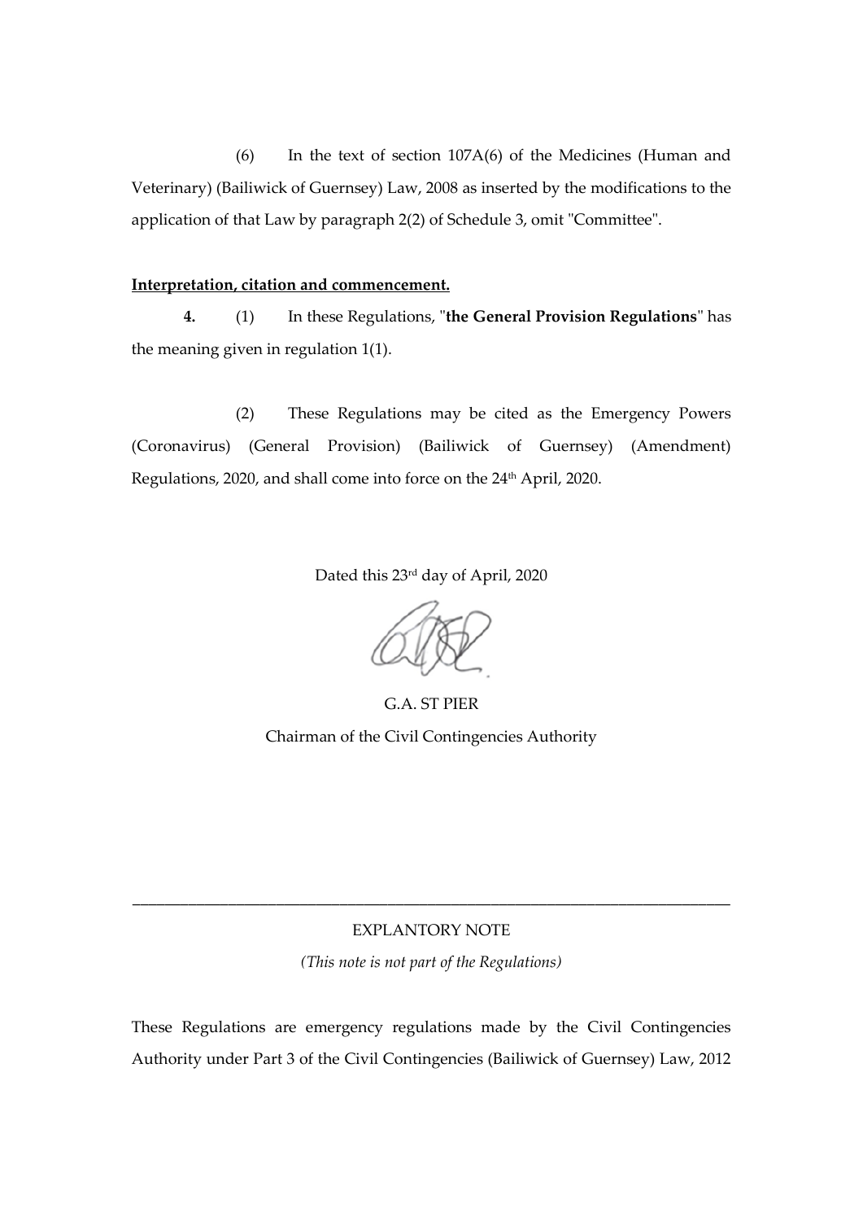(6) In the text of section 107A(6) of the Medicines (Human and Veterinary) (Bailiwick of Guernsey) Law, 2008 as inserted by the modifications to the application of that Law by paragraph 2(2) of Schedule 3, omit "Committee".

**Interpretation, citation and commencement.**

**4.** (1) In these Regulations, "**the General Provision Regulations**" has the meaning given in regulation 1(1).

(2) These Regulations may be cited as the Emergency Powers (Coronavirus) (General Provision) (Bailiwick of Guernsey) (Amendment) Regulations, 2020, and shall come into force on the 24th April, 2020.

Dated this 23rd day of April, 2020

G.A. ST PIER

Chairman of the Civil Contingencies Authority

---

EXPLANTORY NOTE

*(This note is not part of the Regulations)*

These Regulations are emergency regulations made by the Civil Contingencies Authority under Part 3 of the Civil Contingencies (Bailiwick of Guernsey) Law, 2012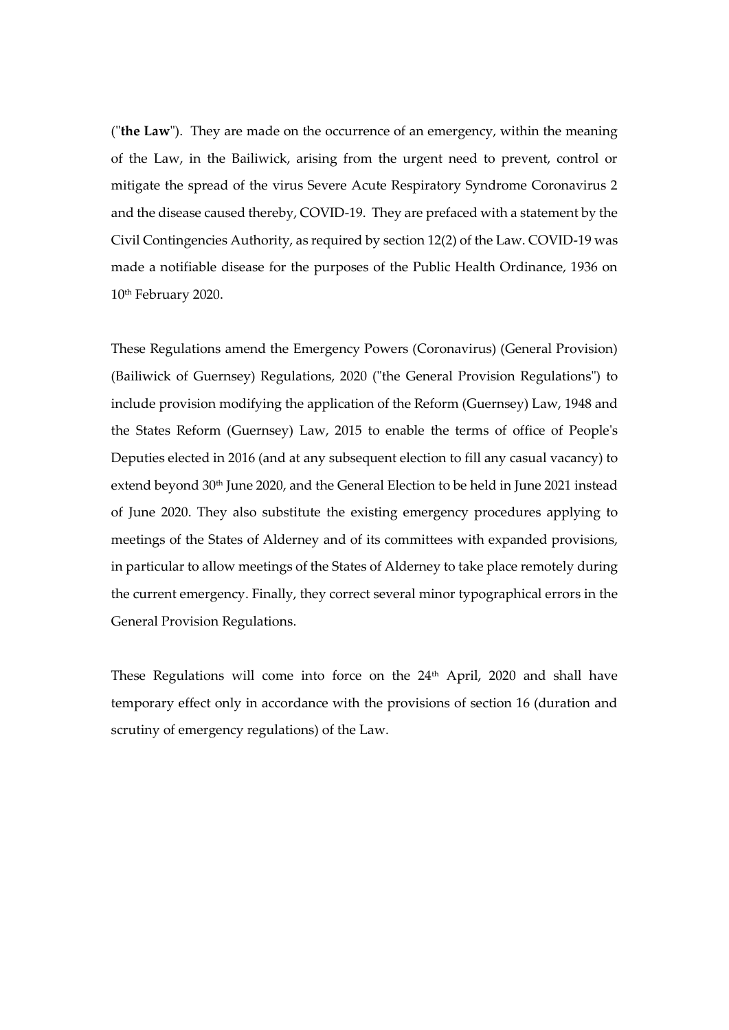("**the Law**"). They are made on the occurrence of an emergency, within the meaning of the Law, in the Bailiwick, arising from the urgent need to prevent, control or mitigate the spread of the virus Severe Acute Respiratory Syndrome Coronavirus 2 and the disease caused thereby, COVID-19. They are prefaced with a statement by the Civil Contingencies Authority, as required by section 12(2) of the Law. COVID-19 was made a notifiable disease for the purposes of the Public Health Ordinance, 1936 on 10th February 2020.

These Regulations amend the Emergency Powers (Coronavirus) (General Provision) (Bailiwick of Guernsey) Regulations, 2020 ("the General Provision Regulations") to include provision modifying the application of the Reform (Guernsey) Law, 1948 and the States Reform (Guernsey) Law, 2015 to enable the terms of office of People's Deputies elected in 2016 (and at any subsequent election to fill any casual vacancy) to extend beyond 30th June 2020, and the General Election to be held in June 2021 instead of June 2020. They also substitute the existing emergency procedures applying to meetings of the States of Alderney and of its committees with expanded provisions, in particular to allow meetings of the States of Alderney to take place remotely during the current emergency. Finally, they correct several minor typographical errors in the General Provision Regulations.

These Regulations will come into force on the 24th April, 2020 and shall have temporary effect only in accordance with the provisions of section 16 (duration and scrutiny of emergency regulations) of the Law.